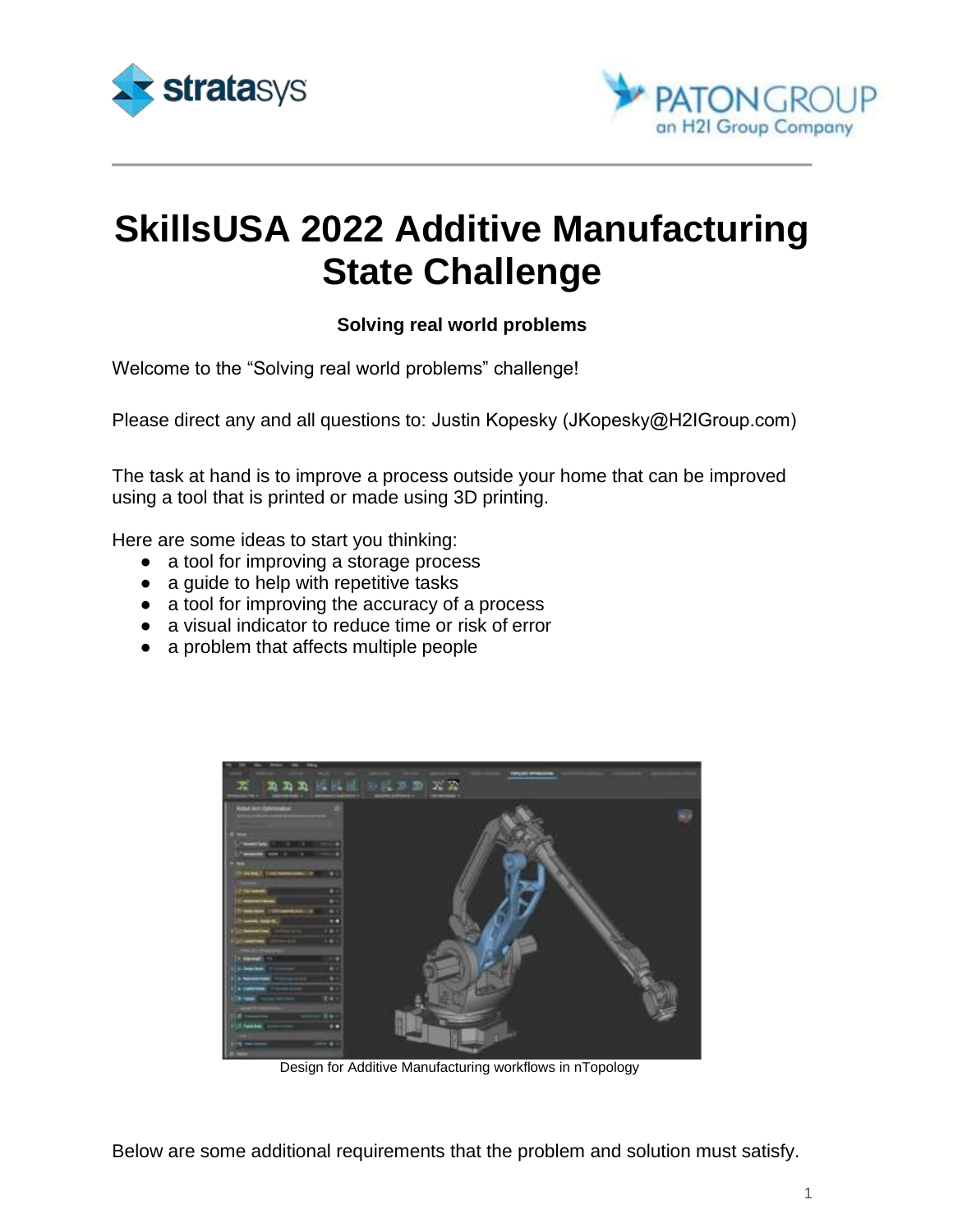# SkillsUSA 2022 Additive Manufacturing State Challenge

**Solving real world problems**

Welcome to the "Solving real world problems" challenge!

Please direct any and all questions to: Justin Kopesky (JKopesky@H2IGroup.com)

The task at hand is to improve a process outside your home that can be improved using a tool that is printed or made using 3D printing.

Here are some ideas to start you thinking:

- a tool for improving a storage process
- a guide to help with repetitive tasks
- a tool for improving the accuracy of a process
- a visual indicator to reduce time or risk of error
- a problem that affects multiple people

Design for Additive Manufacturing workflows in nTopology

Below are some additional requirements that the problem and solution must satisfy.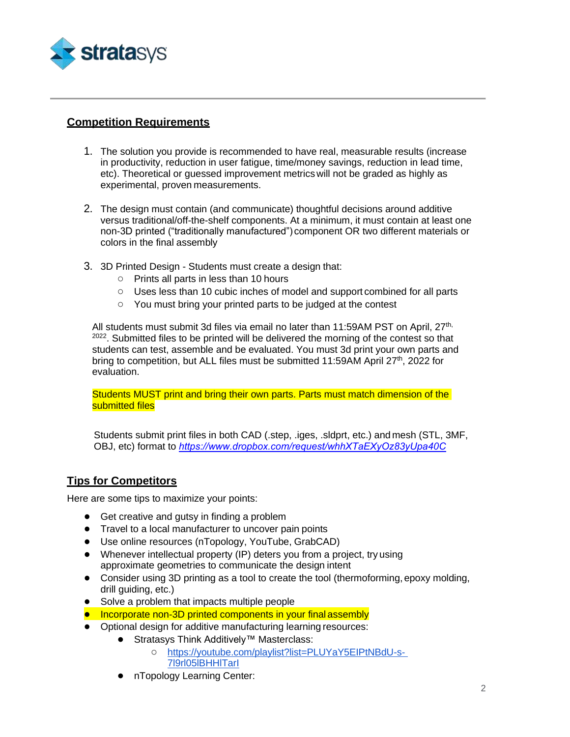## Competition Requirements

1. The solution you provide is recommended to have real, measurable results (increase in productivity, reduction in user fatigue, time/money savings, reduction in lead time, etc). Theoretical or guessed improvement metrics will not be graded as highly as experimental, proven measurements.

2. The design must contain (and communicate) thoughtful decisions around additive versus traditional/off-the-shelf components. At a minimum, it must contain at least one non-3D printed ("traditionally manufactured") component OR two different materials or colors in the final assembly

3. 3D Printed Design - Students must create a design that:
   - Prints all parts in less than 10 hours
   - Uses less than 10 cubic inches of model and support combined for all parts
   - You must bring your printed parts to be judged at the contest

   All students must submit 3d files via email no later than 11:59AM PST on April, 27th, 2022. Submitted files to be printed will be delivered the morning of the contest so that students can test, assemble and be evaluated. You must 3d print your own parts and bring to competition, but ALL files must be submitted 11:59AM April 27th, 2022 for evaluation.

   Students MUST print and bring their own parts. Parts must match dimension of the submitted files

   Students submit print files in both CAD (.step, .iges, .sldprt, etc.) and mesh (STL, 3MF, OBJ, etc) format to *https://www.dropbox.com/request/whhXTaEXyOz83yUpa40C*

## Tips for Competitors

Here are some tips to maximize your points:

- Get creative and gutsy in finding a problem
- Travel to a local manufacturer to uncover pain points
- Use online resources (nTopology, YouTube, GrabCAD)
- Whenever intellectual property (IP) deters you from a project, try using approximate geometries to communicate the design intent
- Consider using 3D printing as a tool to create the tool (thermoforming, epoxy molding, drill guiding, etc.)
- Solve a problem that impacts multiple people
- Incorporate non-3D printed components in your final assembly
- Optional design for additive manufacturing learning resources:
  - Stratasys Think Additively™ Masterclass:
    - https://youtube.com/playlist?list=PLUYaY5EIPtNBdU-s-7l9rl05lBHHITarI
  - nTopology Learning Center: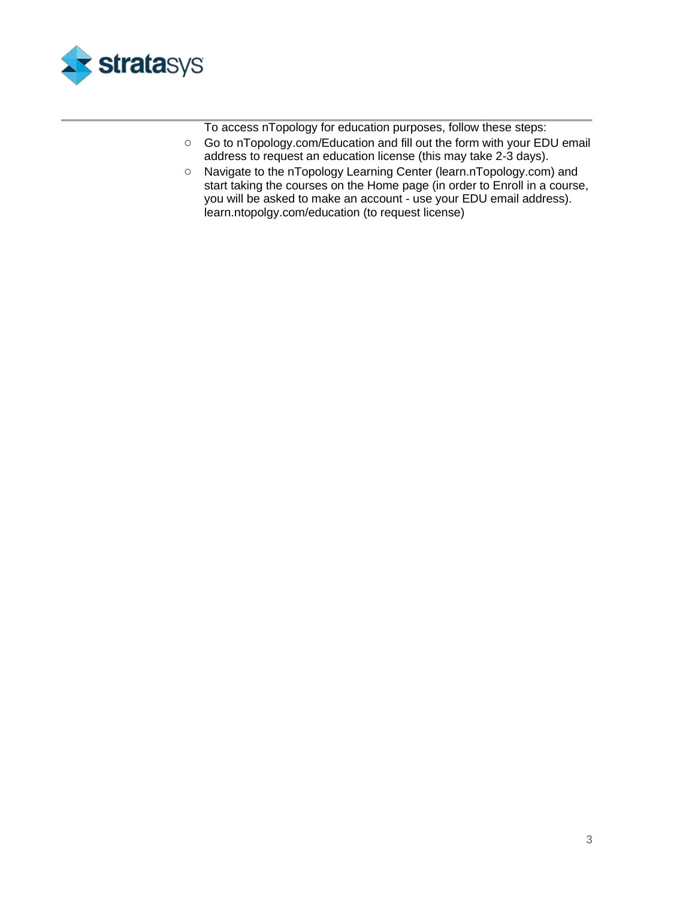To access nTopology for education purposes, follow these steps:

- Go to nTopology.com/Education and fill out the form with your EDU email address to request an education license (this may take 2-3 days).
- Navigate to the nTopology Learning Center (learn.nTopology.com) and start taking the courses on the Home page (in order to Enroll in a course, you will be asked to make an account - use your EDU email address). learn.ntopolgy.com/education (to request license)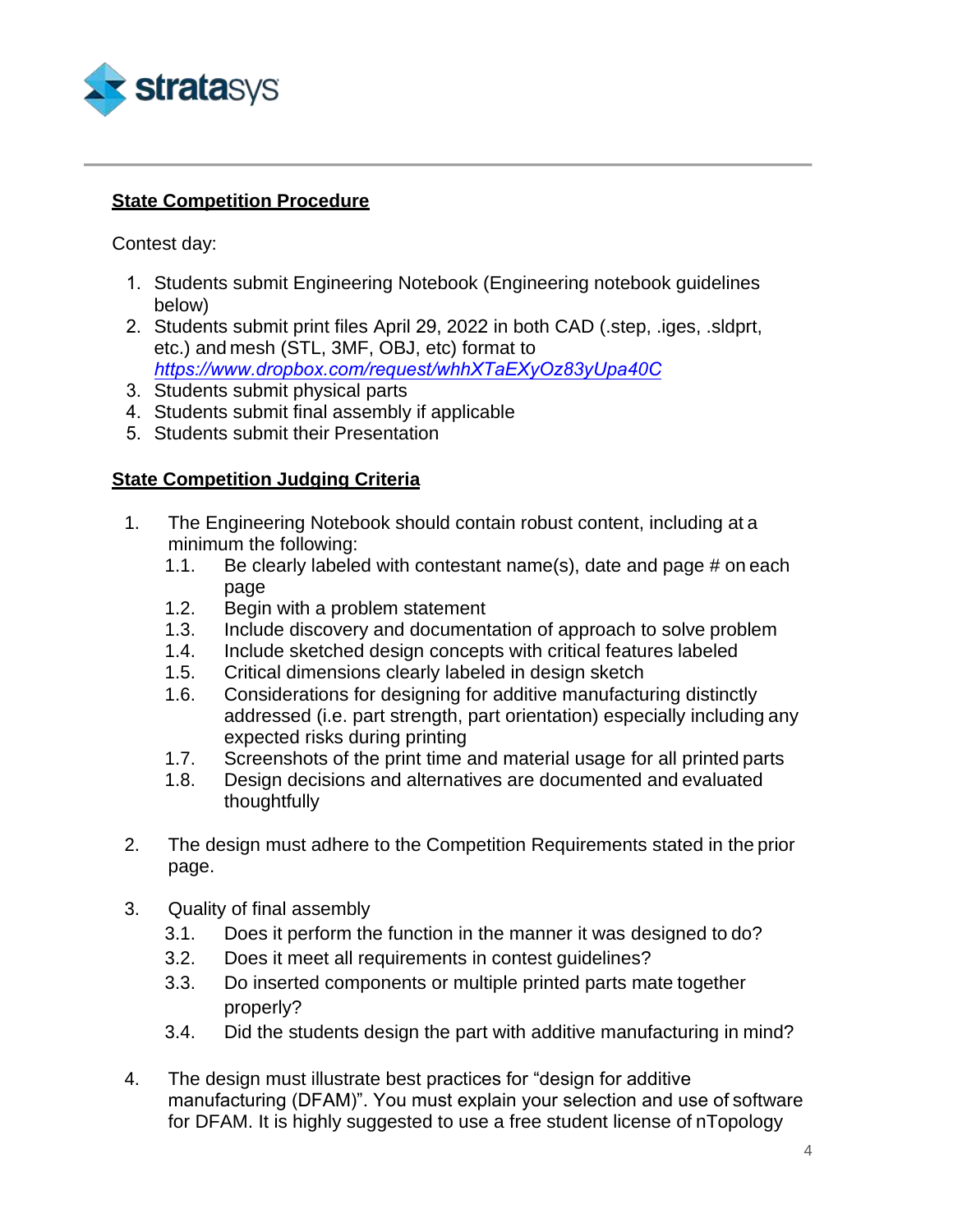## State Competition Procedure

Contest day:

1. Students submit Engineering Notebook (Engineering notebook guidelines below)
2. Students submit print files April 29, 2022 in both CAD (.step, .iges, .sldprt, etc.) and mesh (STL, 3MF, OBJ, etc) format to *https://www.dropbox.com/request/whhXTaEXyOz83yUpa40C*
3. Students submit physical parts
4. Students submit final assembly if applicable
5. Students submit their Presentation

## State Competition Judging Criteria

1. The Engineering Notebook should contain robust content, including at a minimum the following:
   1.1. Be clearly labeled with contestant name(s), date and page # on each page
   1.2. Begin with a problem statement
   1.3. Include discovery and documentation of approach to solve problem
   1.4. Include sketched design concepts with critical features labeled
   1.5. Critical dimensions clearly labeled in design sketch
   1.6. Considerations for designing for additive manufacturing distinctly addressed (i.e. part strength, part orientation) especially including any expected risks during printing
   1.7. Screenshots of the print time and material usage for all printed parts
   1.8. Design decisions and alternatives are documented and evaluated thoughtfully

2. The design must adhere to the Competition Requirements stated in the prior page.

3. Quality of final assembly
   3.1. Does it perform the function in the manner it was designed to do?
   3.2. Does it meet all requirements in contest guidelines?
   3.3. Do inserted components or multiple printed parts mate together properly?
   3.4. Did the students design the part with additive manufacturing in mind?

4. The design must illustrate best practices for "design for additive manufacturing (DFAM)". You must explain your selection and use of software for DFAM. It is highly suggested to use a free student license of nTopology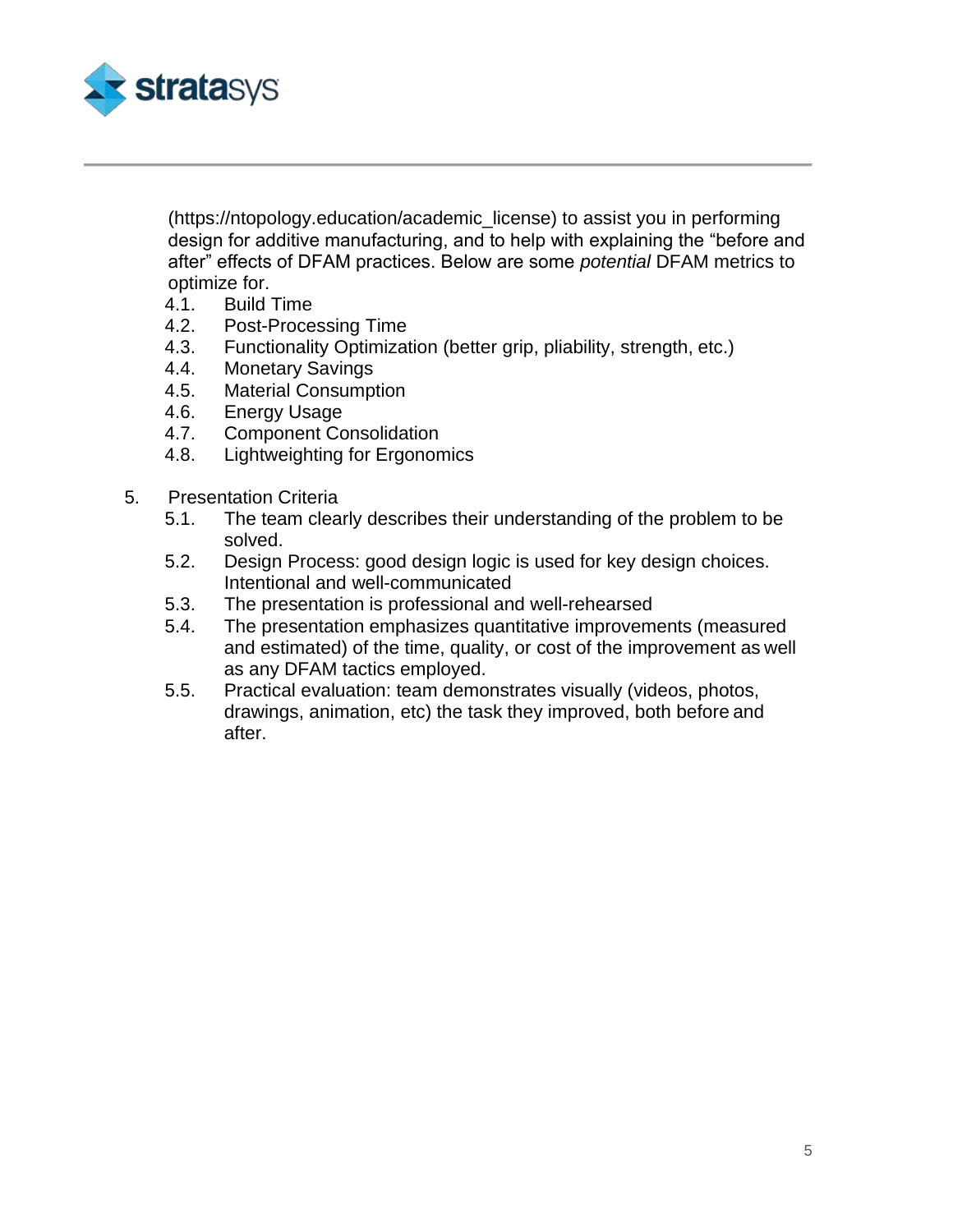(https://ntopology.education/academic_license) to assist you in performing design for additive manufacturing, and to help with explaining the “before and after” effects of DFAM practices. Below are some *potential* DFAM metrics to optimize for.

4.1. Build Time
4.2. Post-Processing Time
4.3. Functionality Optimization (better grip, pliability, strength, etc.)
4.4. Monetary Savings
4.5. Material Consumption
4.6. Energy Usage
4.7. Component Consolidation
4.8. Lightweighting for Ergonomics

5. Presentation Criteria
   5.1. The team clearly describes their understanding of the problem to be solved.
   5.2. Design Process: good design logic is used for key design choices. Intentional and well-communicated
   5.3. The presentation is professional and well-rehearsed
   5.4. The presentation emphasizes quantitative improvements (measured and estimated) of the time, quality, or cost of the improvement as well as any DFAM tactics employed.
   5.5. Practical evaluation: team demonstrates visually (videos, photos, drawings, animation, etc) the task they improved, both before and after.